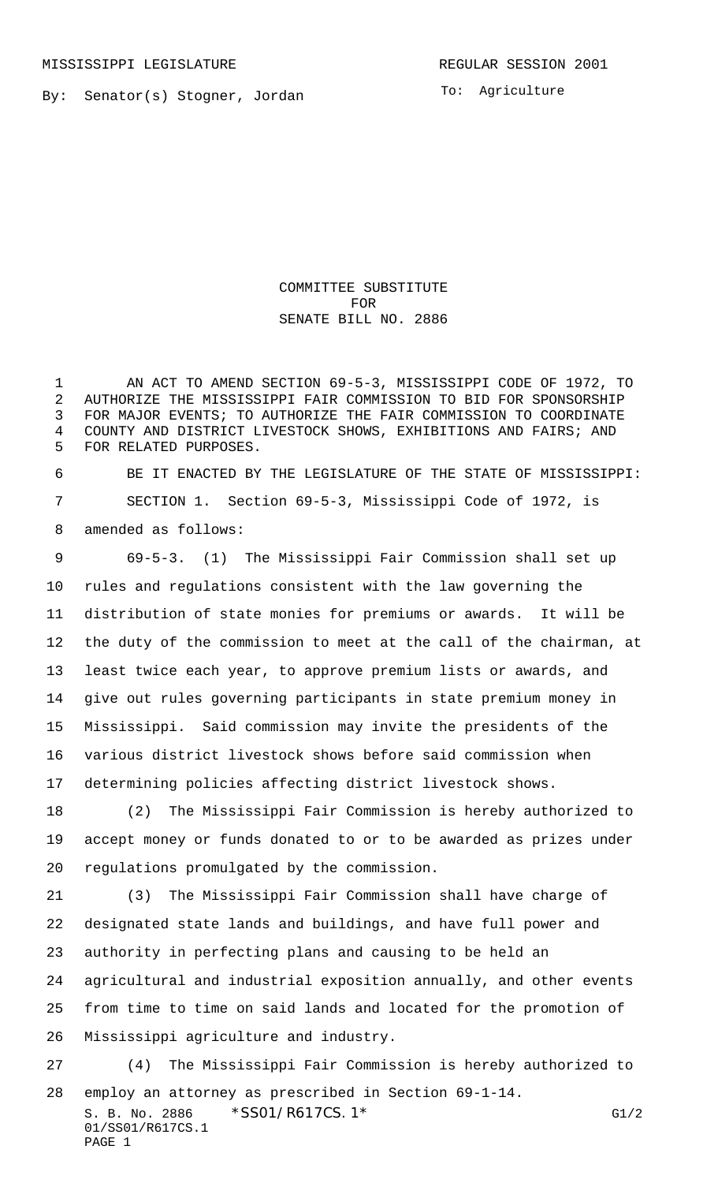MISSISSIPPI LEGISLATURE REGULAR SESSION 2001

By: Senator(s) Stogner, Jordan

To: Agriculture

# COMMITTEE SUBSTITUTE FOR SENATE BILL NO. 2886

AN ACT TO AMEND SECTION 69-5-3, MISSISSIPPI CODE OF 1972, TO AUTHORIZE THE MISSISSIPPI FAIR COMMISSION TO BID FOR SPONSORSHIP FOR MAJOR EVENTS; TO AUTHORIZE THE FAIR COMMISSION TO COORDINATE COUNTY AND DISTRICT LIVESTOCK SHOWS, EXHIBITIONS AND FAIRS; AND FOR RELATED PURPOSES.

BE IT ENACTED BY THE LEGISLATURE OF THE STATE OF MISSISSIPPI:

SECTION 1. Section 69-5-3, Mississippi Code of 1972, is amended as follows:

69-5-3. (1) The Mississippi Fair Commission shall set up rules and regulations consistent with the law governing the distribution of state monies for premiums or awards. It will be the duty of the commission to meet at the call of the chairman, at least twice each year, to approve premium lists or awards, and give out rules governing participants in state premium money in Mississippi. Said commission may invite the presidents of the various district livestock shows before said commission when determining policies affecting district livestock shows.

(2) The Mississippi Fair Commission is hereby authorized to accept money or funds donated to or to be awarded as prizes under regulations promulgated by the commission.

(3) The Mississippi Fair Commission shall have charge of designated state lands and buildings, and have full power and authority in perfecting plans and causing to be held an agricultural and industrial exposition annually, and other events from time to time on said lands and located for the promotion of Mississippi agriculture and industry.

(4) The Mississippi Fair Commission is hereby authorized to employ an attorney as prescribed in Section 69-1-14.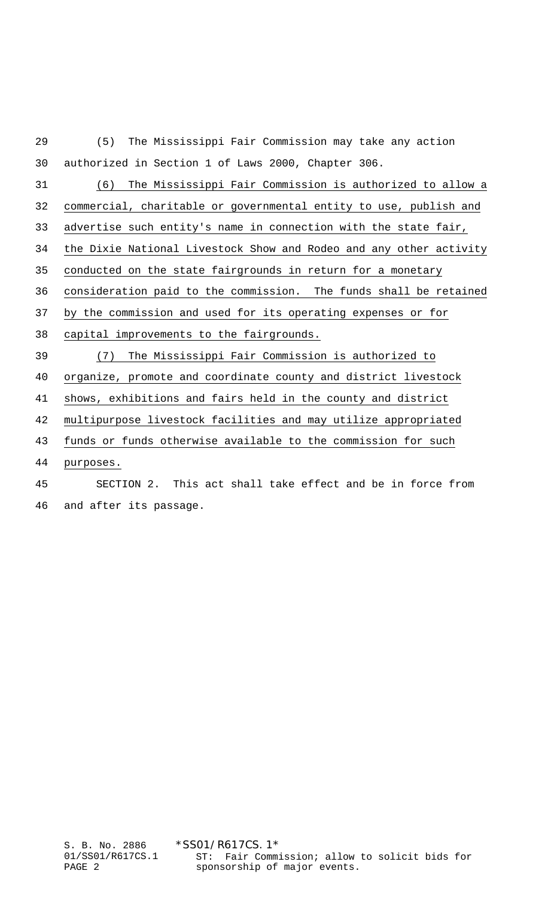(5) The Mississippi Fair Commission may take any action authorized in Section 1 of Laws 2000, Chapter 306.

(6) The Mississippi Fair Commission is authorized to allow a commercial, charitable or governmental entity to use, publish and advertise such entity's name in connection with the state fair, the Dixie National Livestock Show and Rodeo and any other activity conducted on the state fairgrounds in return for a monetary consideration paid to the commission. The funds shall be retained by the commission and used for its operating expenses or for capital improvements to the fairgrounds.

(7) The Mississippi Fair Commission is authorized to organize, promote and coordinate county and district livestock shows, exhibitions and fairs held in the county and district multipurpose livestock facilities and may utilize appropriated funds or funds otherwise available to the commission for such purposes.

SECTION 2. This act shall take effect and be in force from and after its passage.